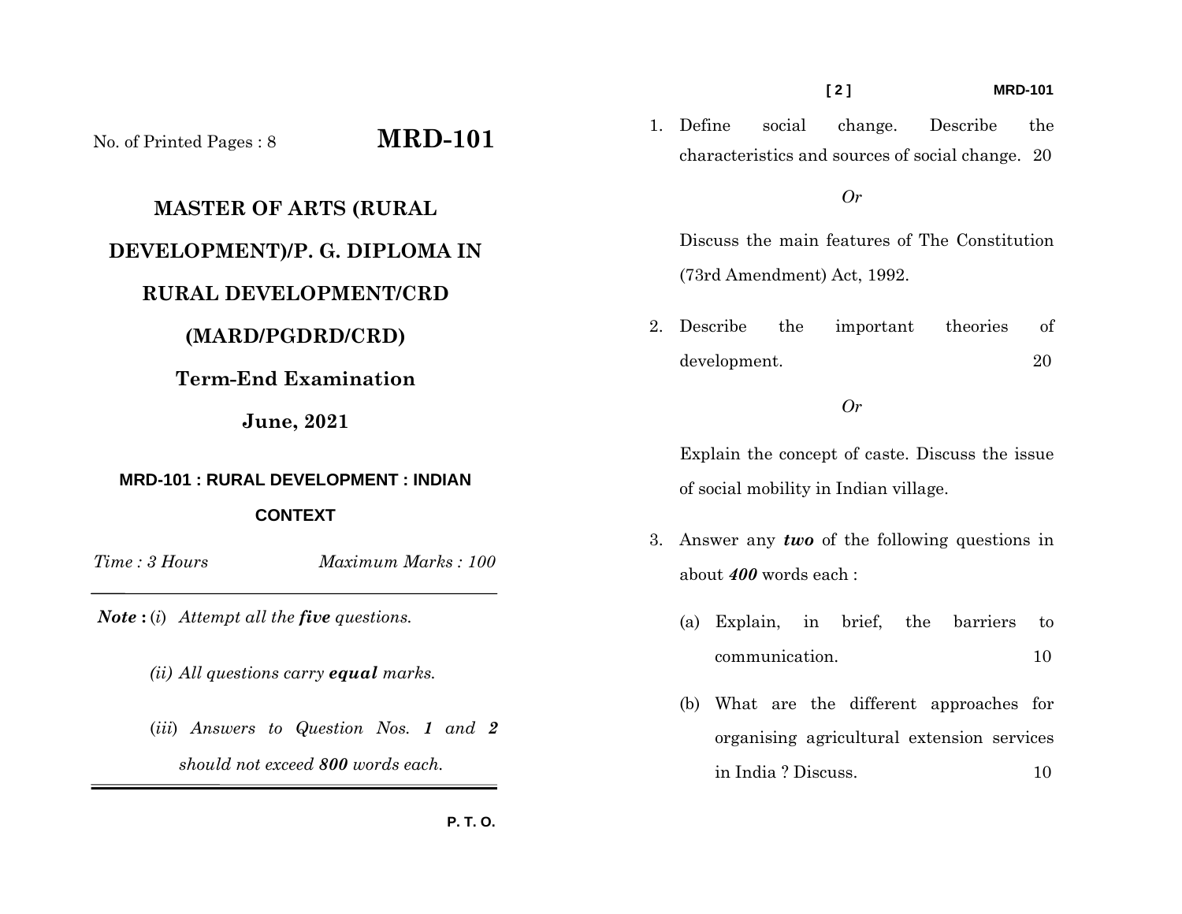No. of Printed Pages : 8

# MRD-101

## MASTER OF ARTS (RURAL DEVELOPMENT)/P. G. DIPLOMA IN RURAL DEVELOPMENT/CRD (MARD/PGDRD/CRD)

## Term-End Examination

## June, 2021

### MRD-101 : RURAL DEVELOPMENT : INDIAN CONTEXT

*Time : 3 Hours* *Maximum Marks : 100*

---

***Note :*** (*i*) *Attempt all the **five** questions.*

*(ii) All questions carry **equal** marks.*

(*iii*) *Answers to Question Nos. **1** and **2** should not exceed **800** words each.*

---

1. Define social change. Describe the characteristics and sources of social change. 20

*Or*

Discuss the main features of The Constitution (73rd Amendment) Act, 1992.

2. Describe the important theories of development. 20

*Or*

Explain the concept of caste. Discuss the issue of social mobility in Indian village.

3. Answer any ***two*** of the following questions in about ***400*** words each :

   (a) Explain, in brief, the barriers to communication. 10

   (b) What are the different approaches for organising agricultural extension services in India ? Discuss. 10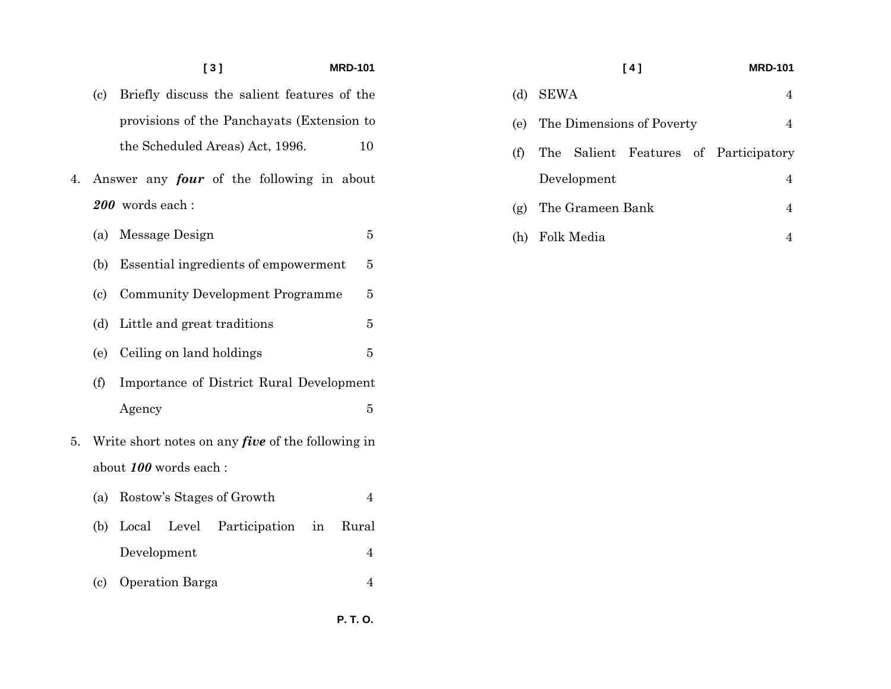(c) Briefly discuss the salient features of the provisions of the Panchayats (Extension to the Scheduled Areas) Act, 1996. 10

4. Answer any ***four*** of the following in about ***200*** words each :

   (a) Message Design 5

   (b) Essential ingredients of empowerment 5

   (c) Community Development Programme 5

   (d) Little and great traditions 5

   (e) Ceiling on land holdings 5

   (f) Importance of District Rural Development Agency 5

5. Write short notes on any ***five*** of the following in about ***100*** words each :

   (a) Rostow's Stages of Growth 4

   (b) Local Level Participation in Rural Development 4

   (c) Operation Barga 4

   (d) SEWA 4

   (e) The Dimensions of Poverty 4

   (f) The Salient Features of Participatory Development 4

   (g) The Grameen Bank 4

   (h) Folk Media 4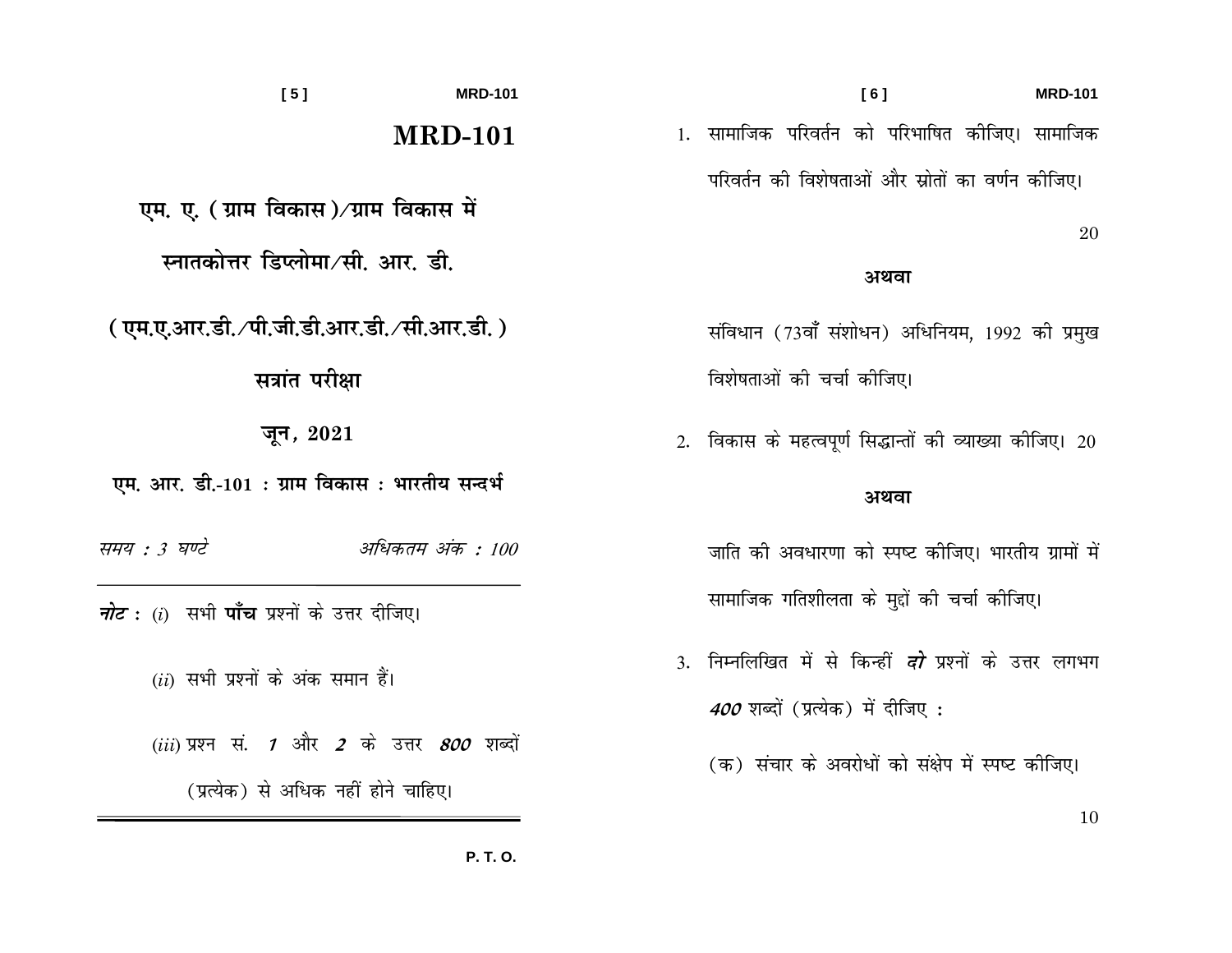# MRD-101

## एम. ए. ( ग्राम विकास )/ग्राम विकास में स्नातकोत्तर डिप्लोमा/सी. आर. डी.

## ( एम.ए.आर.डी./पी.जी.डी.आर.डी./सी.आर.डी. )

## सत्रांत परीक्षा

## जून, 2021

### एम. आर. डी.-101 : ग्राम विकास : भारतीय सन्दर्भ

*समय : 3 घण्टे* *अधिकतम अंक : 100*

---

***नोट :*** (*i*) सभी **पाँच** प्रश्नों के उत्तर दीजिए।

(*ii*) सभी प्रश्नों के अंक समान हैं।

(*iii*) प्रश्न सं. ***1*** और ***2*** के उत्तर ***800*** शब्दों (प्रत्येक) से अधिक नहीं होने चाहिए।

---

1. सामाजिक परिवर्तन को परिभाषित कीजिए। सामाजिक परिवर्तन की विशेषताओं और स्रोतों का वर्णन कीजिए। 20

**अथवा**

संविधान (73वाँ संशोधन) अधिनियम, 1992 की प्रमुख विशेषताओं की चर्चा कीजिए।

2. विकास के महत्वपूर्ण सिद्धान्तों की व्याख्या कीजिए। 20

**अथवा**

जाति की अवधारणा को स्पष्ट कीजिए। भारतीय ग्रामों में सामाजिक गतिशीलता के मुद्दों की चर्चा कीजिए।

3. निम्नलिखित में से किन्हीं ***दो*** प्रश्नों के उत्तर लगभग ***400*** शब्दों (प्रत्येक) में दीजिए :

(क) संचार के अवरोधों को संक्षेप में स्पष्ट कीजिए। 10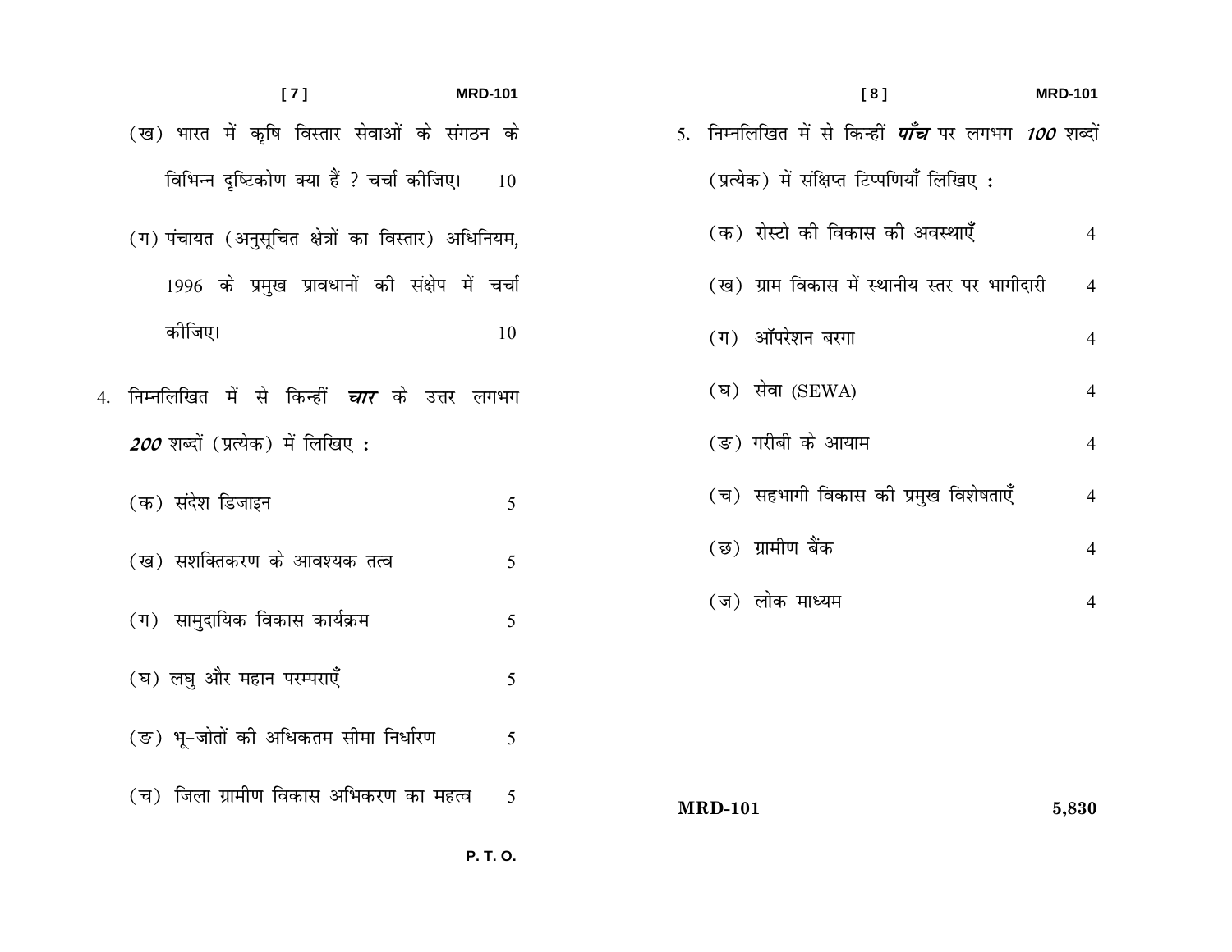(ख) भारत में कृषि विस्तार सेवाओं के संगठन के विभिन्न दृष्टिकोण क्या हैं ? चर्चा कीजिए। 10

(ग) पंचायत (अनुसूचित क्षेत्रों का विस्तार) अधिनियम, 1996 के प्रमुख प्रावधानों की संक्षेप में चर्चा कीजिए। 10

4. निम्नलिखित में से किन्हीं ***चार*** के उत्तर लगभग ***200*** शब्दों (प्रत्येक) में लिखिए :

(क) संदेश डिजाइन 5

(ख) सशक्तिकरण के आवश्यक तत्व 5

(ग) सामुदायिक विकास कार्यक्रम 5

(घ) लघु और महान परम्पराएँ 5

(ङ) भू-जोतों की अधिकतम सीमा निर्धारण 5

(च) जिला ग्रामीण विकास अभिकरण का महत्व 5

5. निम्नलिखित में से किन्हीं ***पाँच*** पर लगभग ***100*** शब्दों (प्रत्येक) में संक्षिप्त टिप्पणियाँ लिखिए :

(क) रोस्टो की विकास की अवस्थाएँ 4

(ख) ग्राम विकास में स्थानीय स्तर पर भागीदारी 4

(ग) ऑपरेशन बरगा 4

(घ) सेवा (SEWA) 4

(ङ) गरीबी के आयाम 4

(च) सहभागी विकास की प्रमुख विशेषताएँ 4

(छ) ग्रामीण बैंक 4

(ज) लोक माध्यम 4

**MRD-101** **5,830**